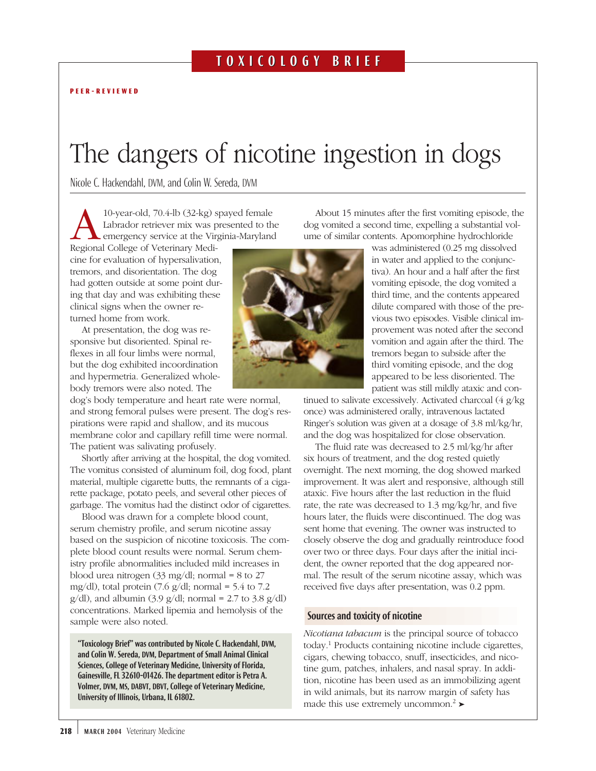TOXICOLOGY BRIEF

PEER-REVIEWED

# The dangers of nicotine ingestion in dogs

Nicole C. Hackendahl, DVM, and Colin W. Sereda, DVM

A 10-year-old, 70.4-lb (32-kg) spayed female Labrador retriever mix was presented to the emergency service at the Virginia-Maryland Regional College of Veterinary Medicine for evaluation of hypersalivation, tremors, and disorientation. The dog had gotten outside at some point during that day and was exhibiting these clinical signs when the owner returned home from work.

At presentation, the dog was responsive but disoriented. Spinal reflexes in all four limbs were normal, but the dog exhibited incoordination and hypermetria. Generalized whole-body tremors were also noted. The dog's body temperature and heart rate were normal, and strong femoral pulses were present. The dog's respirations were rapid and shallow, and its mucous membrane color and capillary refill time were normal. The patient was salivating profusely.

Shortly after arriving at the hospital, the dog vomited. The vomitus consisted of aluminum foil, dog food, plant material, multiple cigarette butts, the remnants of a cigarette package, potato peels, and several other pieces of garbage. The vomitus had the distinct odor of cigarettes.

Blood was drawn for a complete blood count, serum chemistry profile, and serum nicotine assay based on the suspicion of nicotine toxicosis. The complete blood count results were normal. Serum chemistry profile abnormalities included mild increases in blood urea nitrogen (33 mg/dl; normal = 8 to 27 mg/dl), total protein (7.6 g/dl; normal = 5.4 to 7.2 g/dl), and albumin (3.9 g/dl; normal = 2.7 to 3.8 g/dl) concentrations. Marked lipemia and hemolysis of the sample were also noted.

**"Toxicology Brief" was contributed by Nicole C. Hackendahl, DVM, and Colin W. Sereda, DVM, Department of Small Animal Clinical Sciences, College of Veterinary Medicine, University of Florida, Gainesville, FL 32610-01426. The department editor is Petra A. Volmer, DVM, MS, DABVT, DBVT, College of Veterinary Medicine, University of Illinois, Urbana, IL 61802.**

About 15 minutes after the first vomiting episode, the dog vomited a second time, expelling a substantial volume of similar contents. Apomorphine hydrochloride was administered (0.25 mg dissolved in water and applied to the conjunctiva). An hour and a half after the first vomiting episode, the dog vomited a third time, and the contents appeared dilute compared with those of the previous two episodes. Visible clinical improvement was noted after the second vomition and again after the third. The tremors began to subside after the third vomiting episode, and the dog appeared to be less disoriented. The patient was still mildly ataxic and continued to salivate excessively. Activated charcoal (4 g/kg once) was administered orally, intravenous lactated Ringer's solution was given at a dosage of 3.8 ml/kg/hr, and the dog was hospitalized for close observation.

The fluid rate was decreased to 2.5 ml/kg/hr after six hours of treatment, and the dog rested quietly overnight. The next morning, the dog showed marked improvement. It was alert and responsive, although still ataxic. Five hours after the last reduction in the fluid rate, the rate was decreased to 1.3 mg/kg/hr, and five hours later, the fluids were discontinued. The dog was sent home that evening. The owner was instructed to closely observe the dog and gradually reintroduce food over two or three days. Four days after the initial incident, the owner reported that the dog appeared normal. The result of the serum nicotine assay, which was received five days after presentation, was 0.2 ppm.

## Sources and toxicity of nicotine

*Nicotiana tabacum* is the principal source of tobacco today.[1] Products containing nicotine include cigarettes, cigars, chewing tobacco, snuff, insecticides, and nicotine gum, patches, inhalers, and nasal spray. In addition, nicotine has been used as an immobilizing agent in wild animals, but its narrow margin of safety has made this use extremely uncommon.[2] ➤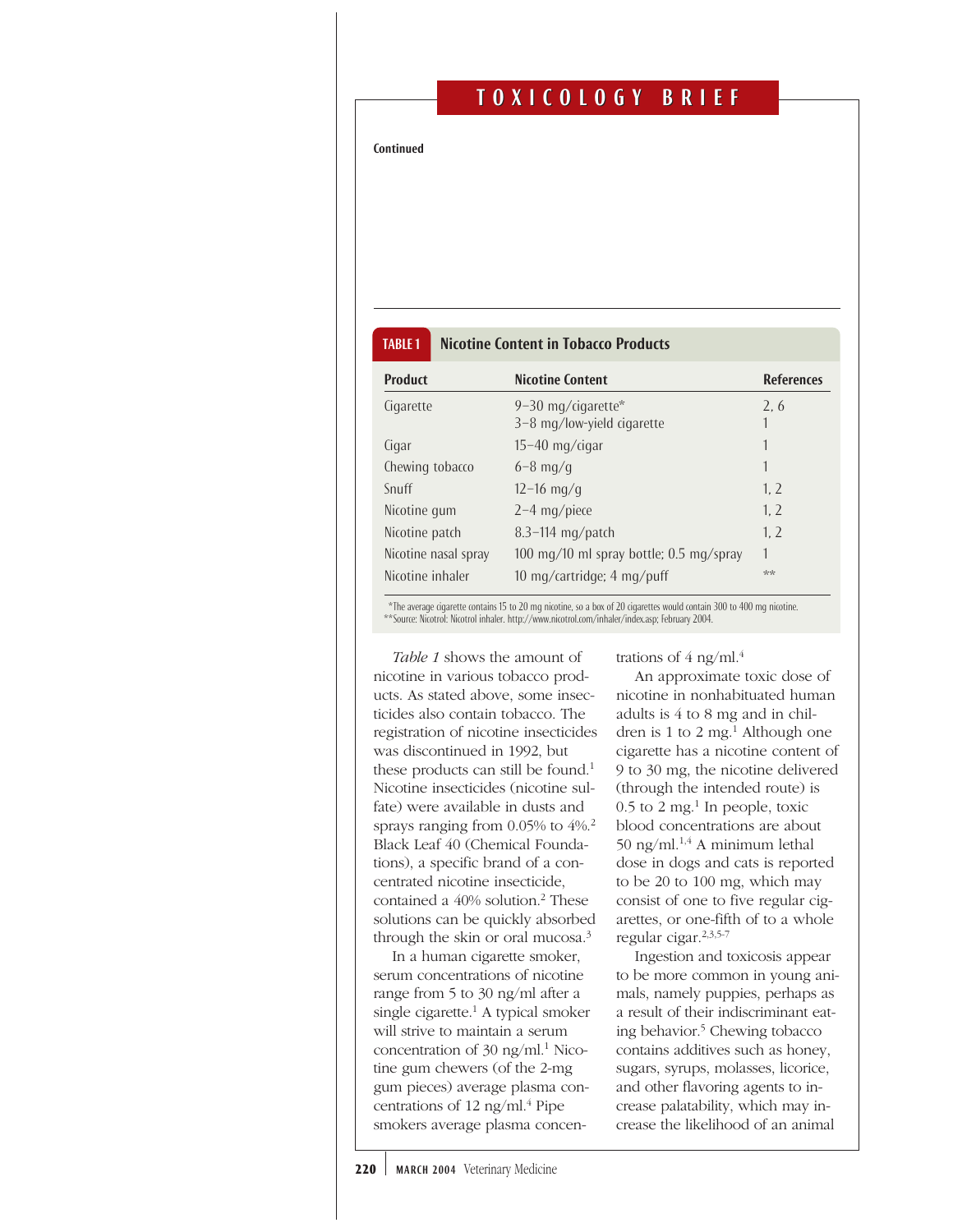Continued

**TABLE 1 Nicotine Content in Tobacco Products**

| Product | Nicotine Content | References |
|---|---|---|
| Cigarette | 9–30 mg/cigarette* | 2, 6 |
| | 3–8 mg/low-yield cigarette | 1 |
| Cigar | 15–40 mg/cigar | 1 |
| Chewing tobacco | 6–8 mg/g | 1 |
| Snuff | 12–16 mg/g | 1, 2 |
| Nicotine gum | 2–4 mg/piece | 1, 2 |
| Nicotine patch | 8.3–114 mg/patch | 1, 2 |
| Nicotine nasal spray | 100 mg/10 ml spray bottle; 0.5 mg/spray | 1 |
| Nicotine inhaler | 10 mg/cartridge; 4 mg/puff | ** |

*The average cigarette contains 15 to 20 mg nicotine, so a box of 20 cigarettes would contain 300 to 400 mg nicotine.
**Source: Nicotrol: Nicotrol inhaler. http://www.nicotrol.com/inhaler/index.asp; February 2004.

*Table 1* shows the amount of nicotine in various tobacco products. As stated above, some insecticides also contain tobacco. The registration of nicotine insecticides was discontinued in 1992, but these products can still be found.[1] Nicotine insecticides (nicotine sulfate) were available in dusts and sprays ranging from 0.05% to 4%.[2] Black Leaf 40 (Chemical Foundations), a specific brand of a concentrated nicotine insecticide, contained a 40% solution.[2] These solutions can be quickly absorbed through the skin or oral mucosa.[3]

In a human cigarette smoker, serum concentrations of nicotine range from 5 to 30 ng/ml after a single cigarette.[1] A typical smoker will strive to maintain a serum concentration of 30 ng/ml.[1] Nicotine gum chewers (of the 2-mg gum pieces) average plasma concentrations of 12 ng/ml.[4] Pipe smokers average plasma concentrations of 4 ng/ml.[4]

An approximate toxic dose of nicotine in nonhabituated human adults is 4 to 8 mg and in children is 1 to 2 mg.[1] Although one cigarette has a nicotine content of 9 to 30 mg, the nicotine delivered (through the intended route) is 0.5 to 2 mg.[1] In people, toxic blood concentrations are about 50 ng/ml.[1,4] A minimum lethal dose in dogs and cats is reported to be 20 to 100 mg, which may consist of one to five regular cigarettes, or one-fifth of to a whole regular cigar.[2,3,5-7]

Ingestion and toxicosis appear to be more common in young animals, namely puppies, perhaps as a result of their indiscriminant eating behavior.[5] Chewing tobacco contains additives such as honey, sugars, syrups, molasses, licorice, and other flavoring agents to increase palatability, which may increase the likelihood of an animal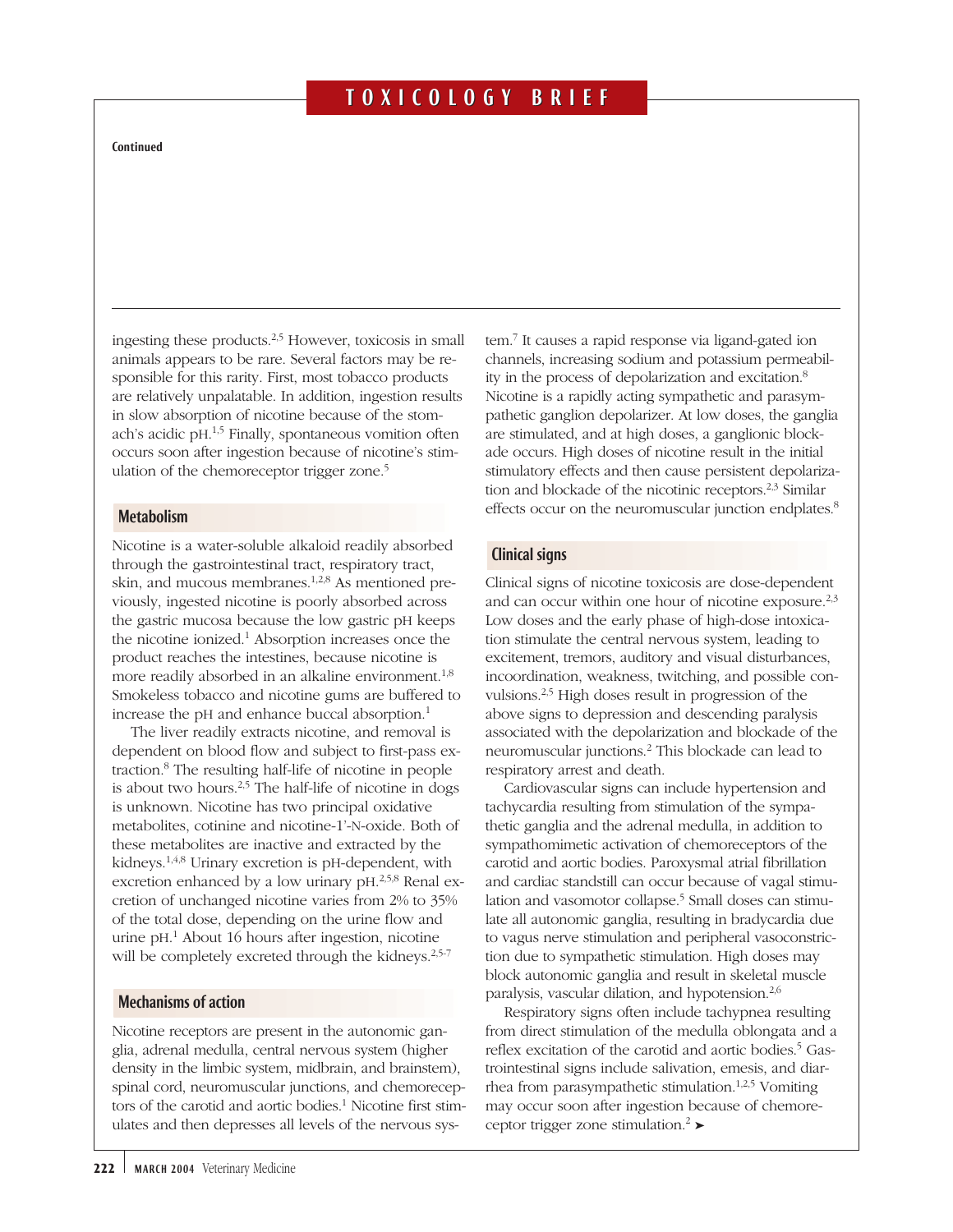ingesting these products.[2,5] However, toxicosis in small animals appears to be rare. Several factors may be responsible for this rarity. First, most tobacco products are relatively unpalatable. In addition, ingestion results in slow absorption of nicotine because of the stomach's acidic pH.[1,5] Finally, spontaneous vomition often occurs soon after ingestion because of nicotine's stimulation of the chemoreceptor trigger zone.[5]

## Metabolism

Nicotine is a water-soluble alkaloid readily absorbed through the gastrointestinal tract, respiratory tract, skin, and mucous membranes.[1,2,8] As mentioned previously, ingested nicotine is poorly absorbed across the gastric mucosa because the low gastric pH keeps the nicotine ionized.[1] Absorption increases once the product reaches the intestines, because nicotine is more readily absorbed in an alkaline environment.[1,8] Smokeless tobacco and nicotine gums are buffered to increase the pH and enhance buccal absorption.[1]

The liver readily extracts nicotine, and removal is dependent on blood flow and subject to first-pass extraction.[8] The resulting half-life of nicotine in people is about two hours.[2,5] The half-life of nicotine in dogs is unknown. Nicotine has two principal oxidative metabolites, cotinine and nicotine-1'-N-oxide. Both of these metabolites are inactive and extracted by the kidneys.[1,4,8] Urinary excretion is pH-dependent, with excretion enhanced by a low urinary pH.[2,5,8] Renal excretion of unchanged nicotine varies from 2% to 35% of the total dose, depending on the urine flow and urine pH.[1] About 16 hours after ingestion, nicotine will be completely excreted through the kidneys.[2,5-7]

## Mechanisms of action

Nicotine receptors are present in the autonomic ganglia, adrenal medulla, central nervous system (higher density in the limbic system, midbrain, and brainstem), spinal cord, neuromuscular junctions, and chemoreceptors of the carotid and aortic bodies.[1] Nicotine first stimulates and then depresses all levels of the nervous system.[7] It causes a rapid response via ligand-gated ion channels, increasing sodium and potassium permeability in the process of depolarization and excitation.[8] Nicotine is a rapidly acting sympathetic and parasympathetic ganglion depolarizer. At low doses, the ganglia are stimulated, and at high doses, a ganglionic blockade occurs. High doses of nicotine result in the initial stimulatory effects and then cause persistent depolarization and blockade of the nicotinic receptors.[2,3] Similar effects occur on the neuromuscular junction endplates.[8]

## Clinical signs

Clinical signs of nicotine toxicosis are dose-dependent and can occur within one hour of nicotine exposure.[2,3] Low doses and the early phase of high-dose intoxication stimulate the central nervous system, leading to excitement, tremors, auditory and visual disturbances, incoordination, weakness, twitching, and possible convulsions.[2,5] High doses result in progression of the above signs to depression and descending paralysis associated with the depolarization and blockade of the neuromuscular junctions.[2] This blockade can lead to respiratory arrest and death.

Cardiovascular signs can include hypertension and tachycardia resulting from stimulation of the sympathetic ganglia and the adrenal medulla, in addition to sympathomimetic activation of chemoreceptors of the carotid and aortic bodies. Paroxysmal atrial fibrillation and cardiac standstill can occur because of vagal stimulation and vasomotor collapse.[5] Small doses can stimulate all autonomic ganglia, resulting in bradycardia due to vagus nerve stimulation and peripheral vasoconstriction due to sympathetic stimulation. High doses may block autonomic ganglia and result in skeletal muscle paralysis, vascular dilation, and hypotension.[2,6]

Respiratory signs often include tachypnea resulting from direct stimulation of the medulla oblongata and a reflex excitation of the carotid and aortic bodies.[5] Gastrointestinal signs include salivation, emesis, and diarrhea from parasympathetic stimulation.[1,2,5] Vomiting may occur soon after ingestion because of chemoreceptor trigger zone stimulation.[2] ➤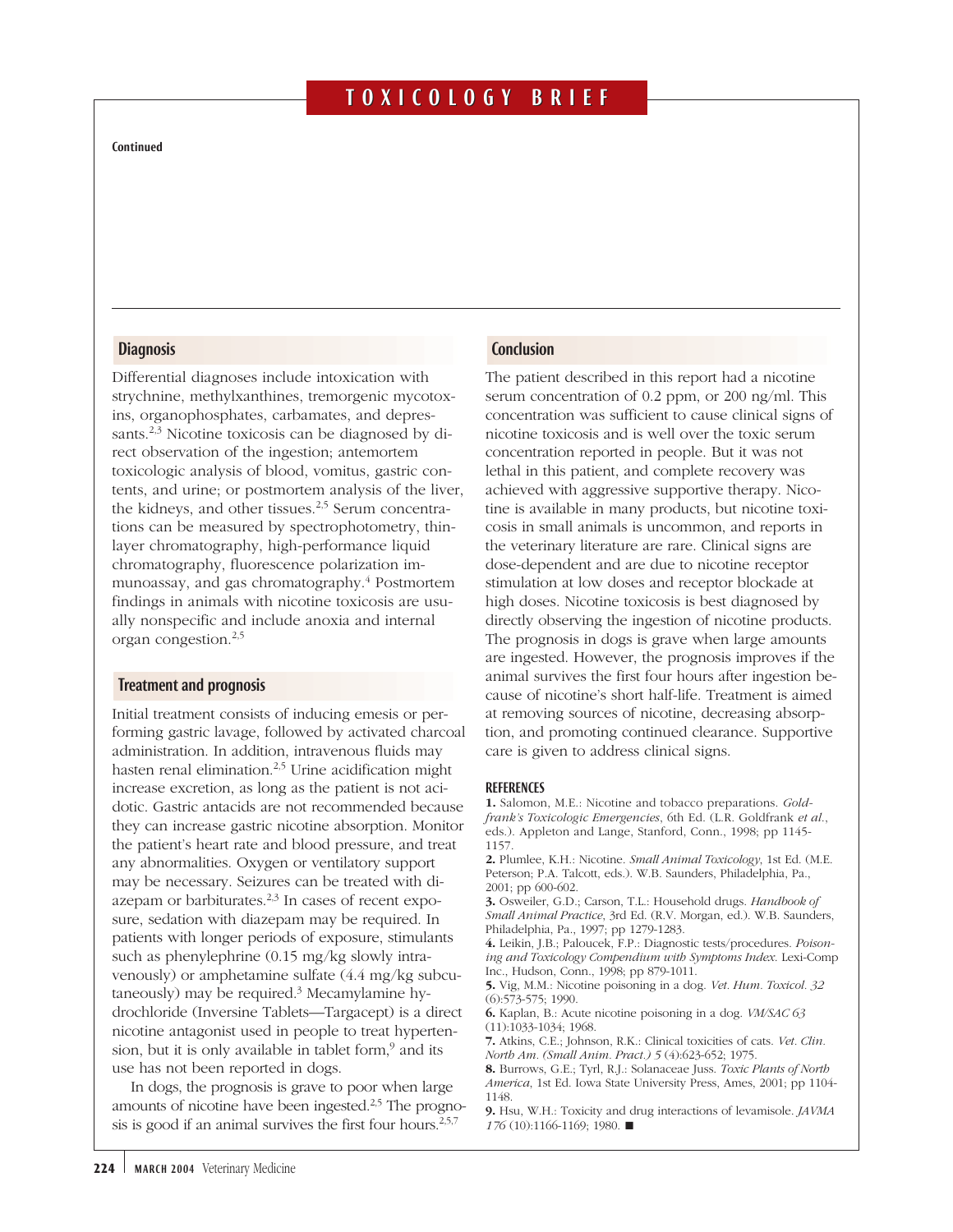Continued

## Diagnosis

Differential diagnoses include intoxication with strychnine, methylxanthines, tremorgenic mycotoxins, organophosphates, carbamates, and depressants.[2,3] Nicotine toxicosis can be diagnosed by direct observation of the ingestion; antemortem toxicologic analysis of blood, vomitus, gastric contents, and urine; or postmortem analysis of the liver, the kidneys, and other tissues.[2,5] Serum concentrations can be measured by spectrophotometry, thin-layer chromatography, high-performance liquid chromatography, fluorescence polarization immunoassay, and gas chromatography.[4] Postmortem findings in animals with nicotine toxicosis are usually nonspecific and include anoxia and internal organ congestion.[2,5]

## Treatment and prognosis

Initial treatment consists of inducing emesis or performing gastric lavage, followed by activated charcoal administration. In addition, intravenous fluids may hasten renal elimination.[2,5] Urine acidification might increase excretion, as long as the patient is not acidotic. Gastric antacids are not recommended because they can increase gastric nicotine absorption. Monitor the patient's heart rate and blood pressure, and treat any abnormalities. Oxygen or ventilatory support may be necessary. Seizures can be treated with diazepam or barbiturates.[2,3] In cases of recent exposure, sedation with diazepam may be required. In patients with longer periods of exposure, stimulants such as phenylephrine (0.15 mg/kg slowly intravenously) or amphetamine sulfate (4.4 mg/kg subcutaneously) may be required.[3] Mecamylamine hydrochloride (Inversine Tablets—Targacept) is a direct nicotine antagonist used in people to treat hypertension, but it is only available in tablet form,[9] and its use has not been reported in dogs.

In dogs, the prognosis is grave to poor when large amounts of nicotine have been ingested.[2,5] The prognosis is good if an animal survives the first four hours.[2,5,7]

## Conclusion

The patient described in this report had a nicotine serum concentration of 0.2 ppm, or 200 ng/ml. This concentration was sufficient to cause clinical signs of nicotine toxicosis and is well over the toxic serum concentration reported in people. But it was not lethal in this patient, and complete recovery was achieved with aggressive supportive therapy. Nicotine is available in many products, but nicotine toxicosis in small animals is uncommon, and reports in the veterinary literature are rare. Clinical signs are dose-dependent and are due to nicotine receptor stimulation at low doses and receptor blockade at high doses. Nicotine toxicosis is best diagnosed by directly observing the ingestion of nicotine products. The prognosis in dogs is grave when large amounts are ingested. However, the prognosis improves if the animal survives the first four hours after ingestion because of nicotine's short half-life. Treatment is aimed at removing sources of nicotine, decreasing absorption, and promoting continued clearance. Supportive care is given to address clinical signs.

### REFERENCES

1. Salomon, M.E.: Nicotine and tobacco preparations. *Goldfrank's Toxicologic Emergencies*, 6th Ed. (L.R. Goldfrank *et al.*, eds.). Appleton and Lange, Stanford, Conn., 1998; pp 1145-1157.
2. Plumlee, K.H.: Nicotine. *Small Animal Toxicology*, 1st Ed. (M.E. Peterson; P.A. Talcott, eds.). W.B. Saunders, Philadelphia, Pa., 2001; pp 600-602.
3. Osweiler, G.D.; Carson, T.L.: Household drugs. *Handbook of Small Animal Practice*, 3rd Ed. (R.V. Morgan, ed.). W.B. Saunders, Philadelphia, Pa., 1997; pp 1279-1283.
4. Leikin, J.B.; Paloucek, F.P.: Diagnostic tests/procedures. *Poisoning and Toxicology Compendium with Symptoms Index*. Lexi-Comp Inc., Hudson, Conn., 1998; pp 879-1011.
5. Vig, M.M.: Nicotine poisoning in a dog. *Vet. Hum. Toxicol. 32* (6):573-575; 1990.
6. Kaplan, B.: Acute nicotine poisoning in a dog. *VM/SAC 63* (11):1033-1034; 1968.
7. Atkins, C.E.; Johnson, R.K.: Clinical toxicities of cats. *Vet. Clin. North Am. (Small Anim. Pract.) 5* (4):623-652; 1975.
8. Burrows, G.E.; Tyrl, R.J.: Solanaceae Juss. *Toxic Plants of North America*, 1st Ed. Iowa State University Press, Ames, 2001; pp 1104-1148.
9. Hsu, W.H.: Toxicity and drug interactions of levamisole. *JAVMA 176* (10):1166-1169; 1980. ■